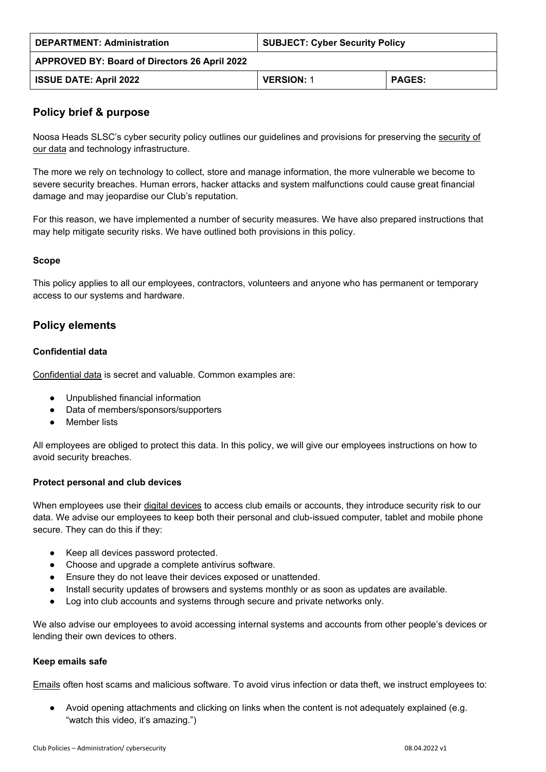| | | |
|---|---|---|
| **DEPARTMENT: Administration** | **SUBJECT: Cyber Security Policy** | |
| **APPROVED BY: Board of Directors 26 April 2022** | | |
| **ISSUE DATE: April 2022** | **VERSION:** 1 | **PAGES:** |

## Policy brief & purpose

Noosa Heads SLSC's cyber security policy outlines our guidelines and provisions for preserving the security of our data and technology infrastructure.

The more we rely on technology to collect, store and manage information, the more vulnerable we become to severe security breaches. Human errors, hacker attacks and system malfunctions could cause great financial damage and may jeopardise our Club's reputation.

For this reason, we have implemented a number of security measures. We have also prepared instructions that may help mitigate security risks. We have outlined both provisions in this policy.

#### Scope

This policy applies to all our employees, contractors, volunteers and anyone who has permanent or temporary access to our systems and hardware.

## Policy elements

#### Confidential data

Confidential data is secret and valuable. Common examples are:

- Unpublished financial information
- Data of members/sponsors/supporters
- Member lists

All employees are obliged to protect this data. In this policy, we will give our employees instructions on how to avoid security breaches.

#### Protect personal and club devices

When employees use their digital devices to access club emails or accounts, they introduce security risk to our data. We advise our employees to keep both their personal and club-issued computer, tablet and mobile phone secure. They can do this if they:

- Keep all devices password protected.
- Choose and upgrade a complete antivirus software.
- Ensure they do not leave their devices exposed or unattended.
- Install security updates of browsers and systems monthly or as soon as updates are available.
- Log into club accounts and systems through secure and private networks only.

We also advise our employees to avoid accessing internal systems and accounts from other people's devices or lending their own devices to others.

#### Keep emails safe

Emails often host scams and malicious software. To avoid virus infection or data theft, we instruct employees to:

- Avoid opening attachments and clicking on links when the content is not adequately explained (e.g. "watch this video, it's amazing.")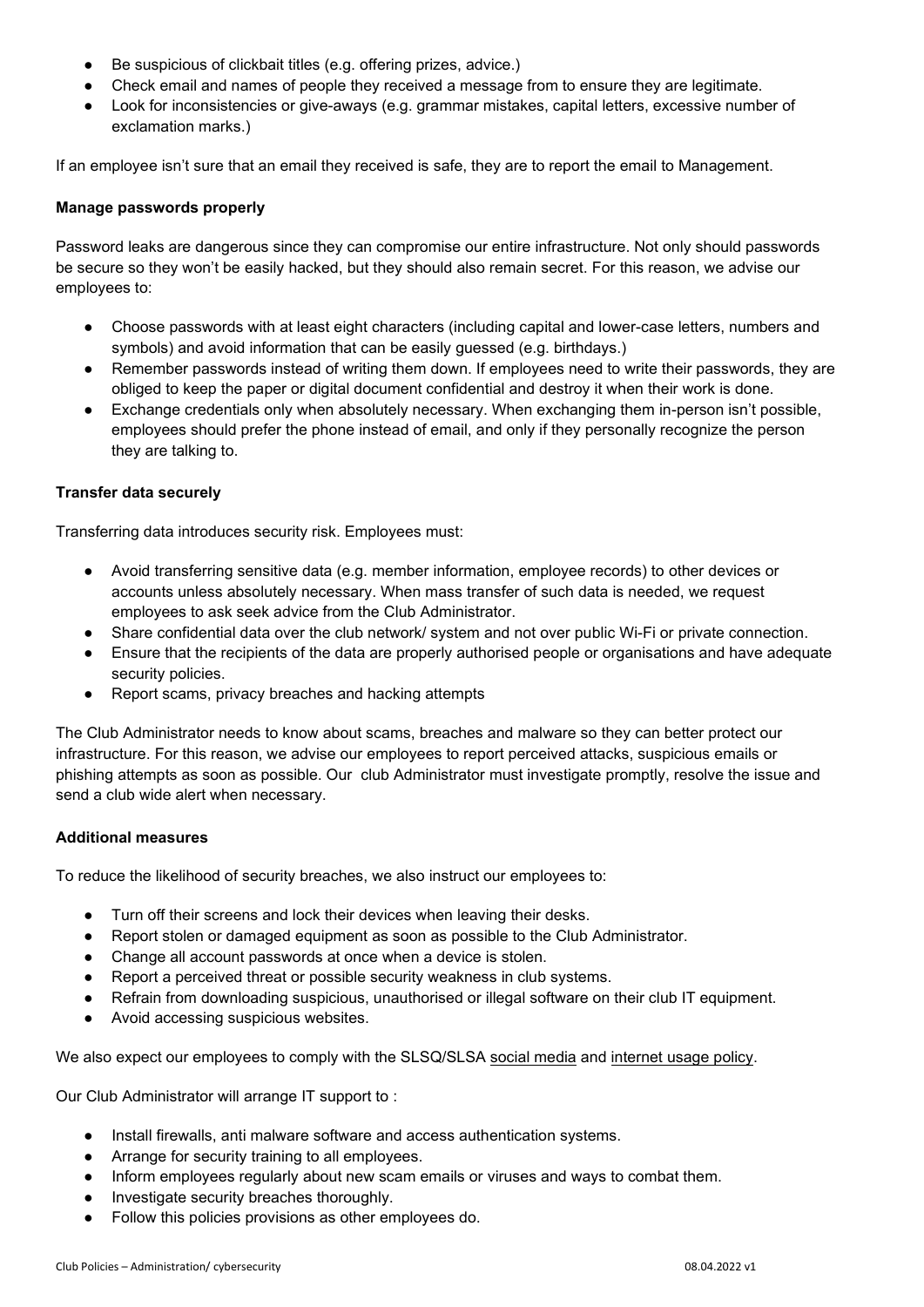- Be suspicious of clickbait titles (e.g. offering prizes, advice.)
- Check email and names of people they received a message from to ensure they are legitimate.
- Look for inconsistencies or give-aways (e.g. grammar mistakes, capital letters, excessive number of exclamation marks.)

If an employee isn't sure that an email they received is safe, they are to report the email to Management.

**Manage passwords properly**

Password leaks are dangerous since they can compromise our entire infrastructure. Not only should passwords be secure so they won't be easily hacked, but they should also remain secret. For this reason, we advise our employees to:

- Choose passwords with at least eight characters (including capital and lower-case letters, numbers and symbols) and avoid information that can be easily guessed (e.g. birthdays.)
- Remember passwords instead of writing them down. If employees need to write their passwords, they are obliged to keep the paper or digital document confidential and destroy it when their work is done.
- Exchange credentials only when absolutely necessary. When exchanging them in-person isn't possible, employees should prefer the phone instead of email, and only if they personally recognize the person they are talking to.

**Transfer data securely**

Transferring data introduces security risk. Employees must:

- Avoid transferring sensitive data (e.g. member information, employee records) to other devices or accounts unless absolutely necessary. When mass transfer of such data is needed, we request employees to ask seek advice from the Club Administrator.
- Share confidential data over the club network/ system and not over public Wi-Fi or private connection.
- Ensure that the recipients of the data are properly authorised people or organisations and have adequate security policies.
- Report scams, privacy breaches and hacking attempts

The Club Administrator needs to know about scams, breaches and malware so they can better protect our infrastructure. For this reason, we advise our employees to report perceived attacks, suspicious emails or phishing attempts as soon as possible. Our club Administrator must investigate promptly, resolve the issue and send a club wide alert when necessary.

**Additional measures**

To reduce the likelihood of security breaches, we also instruct our employees to:

- Turn off their screens and lock their devices when leaving their desks.
- Report stolen or damaged equipment as soon as possible to the Club Administrator.
- Change all account passwords at once when a device is stolen.
- Report a perceived threat or possible security weakness in club systems.
- Refrain from downloading suspicious, unauthorised or illegal software on their club IT equipment.
- Avoid accessing suspicious websites.

We also expect our employees to comply with the SLSQ/SLSA social media and internet usage policy.

Our Club Administrator will arrange IT support to :

- Install firewalls, anti malware software and access authentication systems.
- Arrange for security training to all employees.
- Inform employees regularly about new scam emails or viruses and ways to combat them.
- Investigate security breaches thoroughly.
- Follow this policies provisions as other employees do.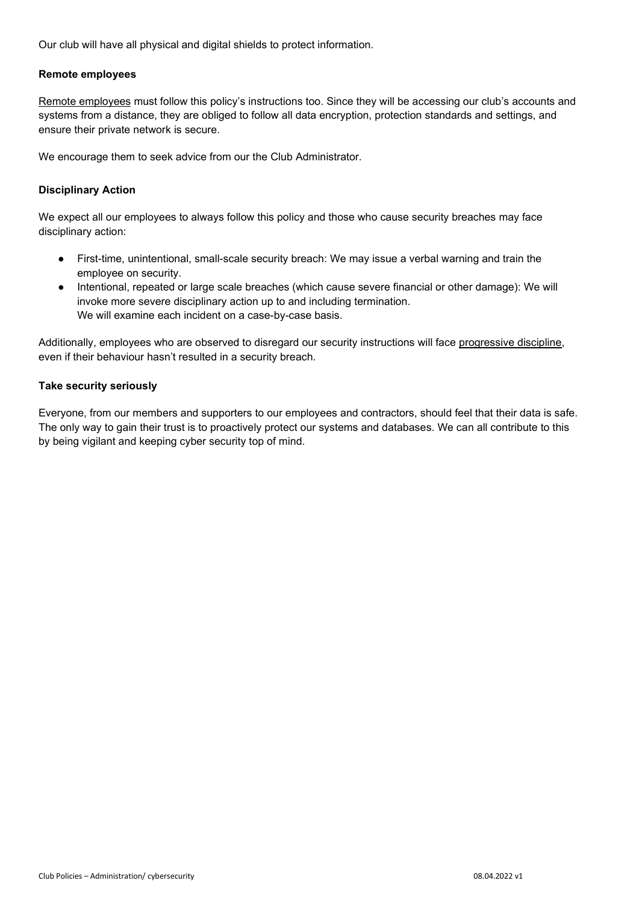Our club will have all physical and digital shields to protect information.

### Remote employees

Remote employees must follow this policy's instructions too. Since they will be accessing our club's accounts and systems from a distance, they are obliged to follow all data encryption, protection standards and settings, and ensure their private network is secure.

We encourage them to seek advice from our the Club Administrator.

### Disciplinary Action

We expect all our employees to always follow this policy and those who cause security breaches may face disciplinary action:

- First-time, unintentional, small-scale security breach: We may issue a verbal warning and train the employee on security.
- Intentional, repeated or large scale breaches (which cause severe financial or other damage): We will invoke more severe disciplinary action up to and including termination.
  We will examine each incident on a case-by-case basis.

Additionally, employees who are observed to disregard our security instructions will face progressive discipline, even if their behaviour hasn't resulted in a security breach.

### Take security seriously

Everyone, from our members and supporters to our employees and contractors, should feel that their data is safe. The only way to gain their trust is to proactively protect our systems and databases. We can all contribute to this by being vigilant and keeping cyber security top of mind.